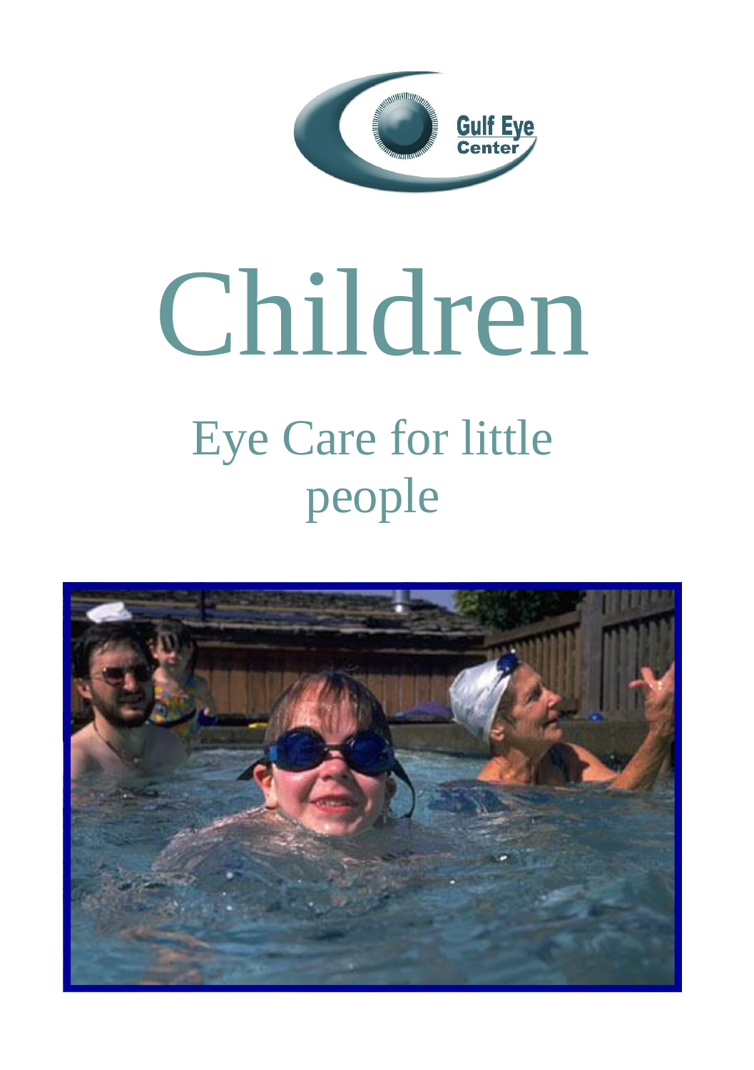Gulf Eye Center

# Children

## Eye Care for little people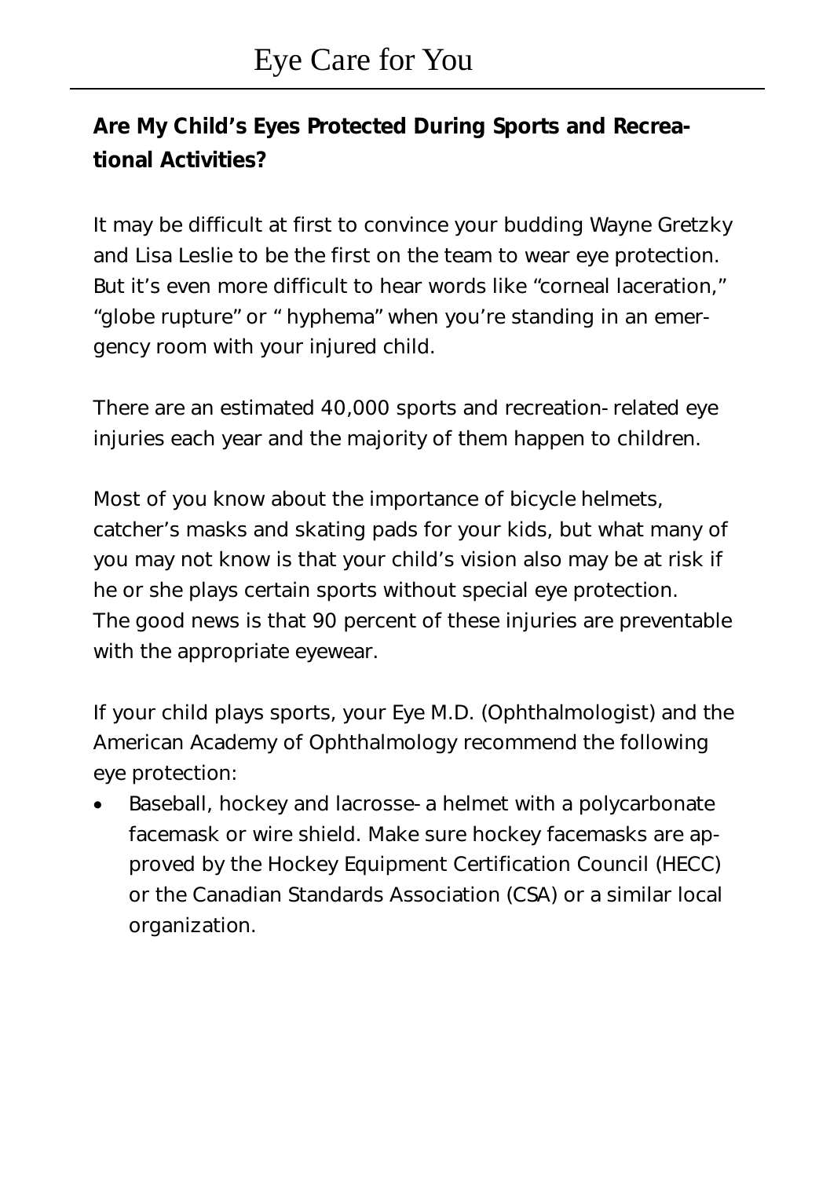## Are My Child's Eyes Protected During Sports and Recreational Activities?

It may be difficult at first to convince your budding Wayne Gretzky and Lisa Leslie to be the first on the team to wear eye protection. But it's even more difficult to hear words like "corneal laceration," "globe rupture" or " hyphema" when you're standing in an emergency room with your injured child.

There are an estimated 40,000 sports and recreation-related eye injuries each year and the majority of them happen to children.

Most of you know about the importance of bicycle helmets, catcher's masks and skating pads for your kids, but what many of you may not know is that your child's vision also may be at risk if he or she plays certain sports without special eye protection. The good news is that 90 percent of these injuries are preventable with the appropriate eyewear.

If your child plays sports, your Eye M.D. (Ophthalmologist) and the American Academy of Ophthalmology recommend the following eye protection:

- Baseball, hockey and lacrosse- a helmet with a polycarbonate facemask or wire shield. Make sure hockey facemasks are approved by the Hockey Equipment Certification Council (HECC) or the Canadian Standards Association (CSA) or a similar local organization.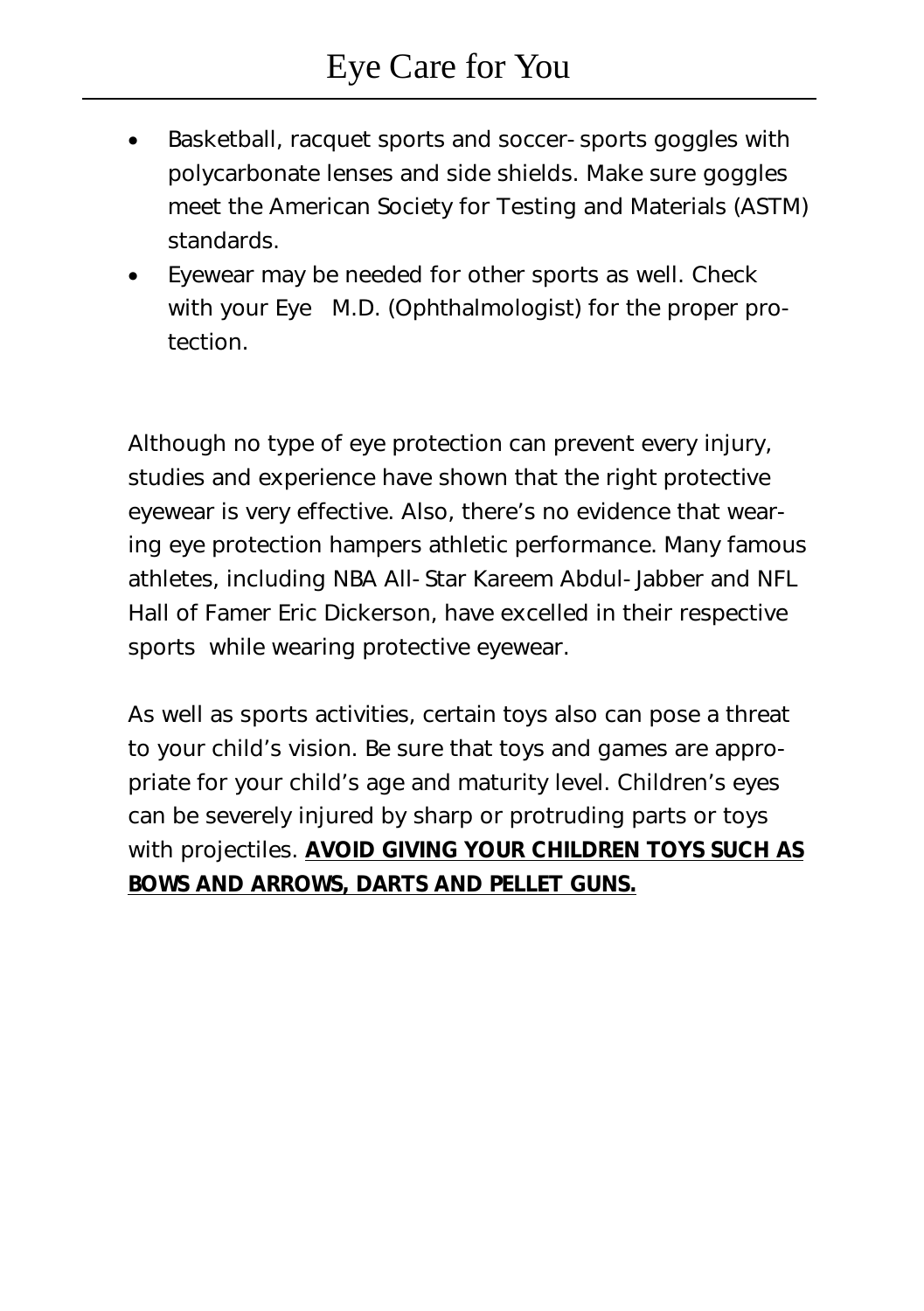- Basketball, racquet sports and soccer- sports goggles with polycarbonate lenses and side shields. Make sure goggles meet the American Society for Testing and Materials (ASTM) standards.
- Eyewear may be needed for other sports as well. Check with your Eye M.D. (Ophthalmologist) for the proper protection.

Although no type of eye protection can prevent every injury, studies and experience have shown that the right protective eyewear is very effective. Also, there's no evidence that wearing eye protection hampers athletic performance. Many famous athletes, including NBA All-Star Kareem Abdul-Jabber and NFL Hall of Famer Eric Dickerson, have excelled in their respective sports while wearing protective eyewear.

As well as sports activities, certain toys also can pose a threat to your child's vision. Be sure that toys and games are appropriate for your child's age and maturity level. Children's eyes can be severely injured by sharp or protruding parts or toys with projectiles. **AVOID GIVING YOUR CHILDREN TOYS SUCH AS BOWS AND ARROWS, DARTS AND PELLET GUNS.**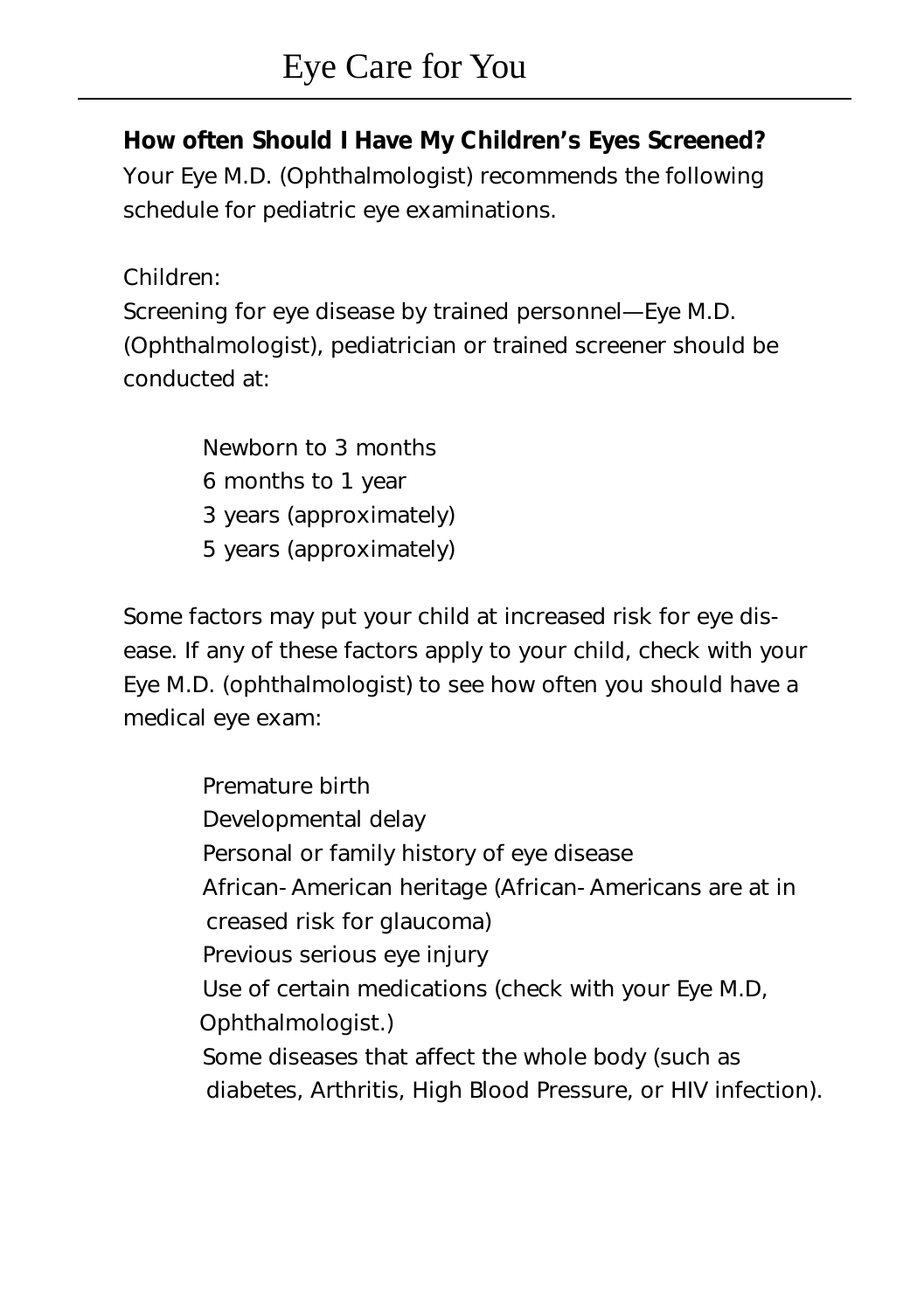**How often Should I Have My Children's Eyes Screened?**

Your Eye M.D. (Ophthalmologist) recommends the following schedule for pediatric eye examinations.

Children:

Screening for eye disease by trained personnel—Eye M.D. (Ophthalmologist), pediatrician or trained screener should be conducted at:

- Newborn to 3 months
- 6 months to 1 year
- 3 years (approximately)
- 5 years (approximately)

Some factors may put your child at increased risk for eye disease. If any of these factors apply to your child, check with your Eye M.D. (ophthalmologist) to see how often you should have a medical eye exam:

- Premature birth
- Developmental delay
- Personal or family history of eye disease
- African-American heritage (African-Americans are at increased risk for glaucoma)
- Previous serious eye injury
- Use of certain medications (check with your Eye M.D, Ophthalmologist.)
- Some diseases that affect the whole body (such as diabetes, Arthritis, High Blood Pressure, or HIV infection).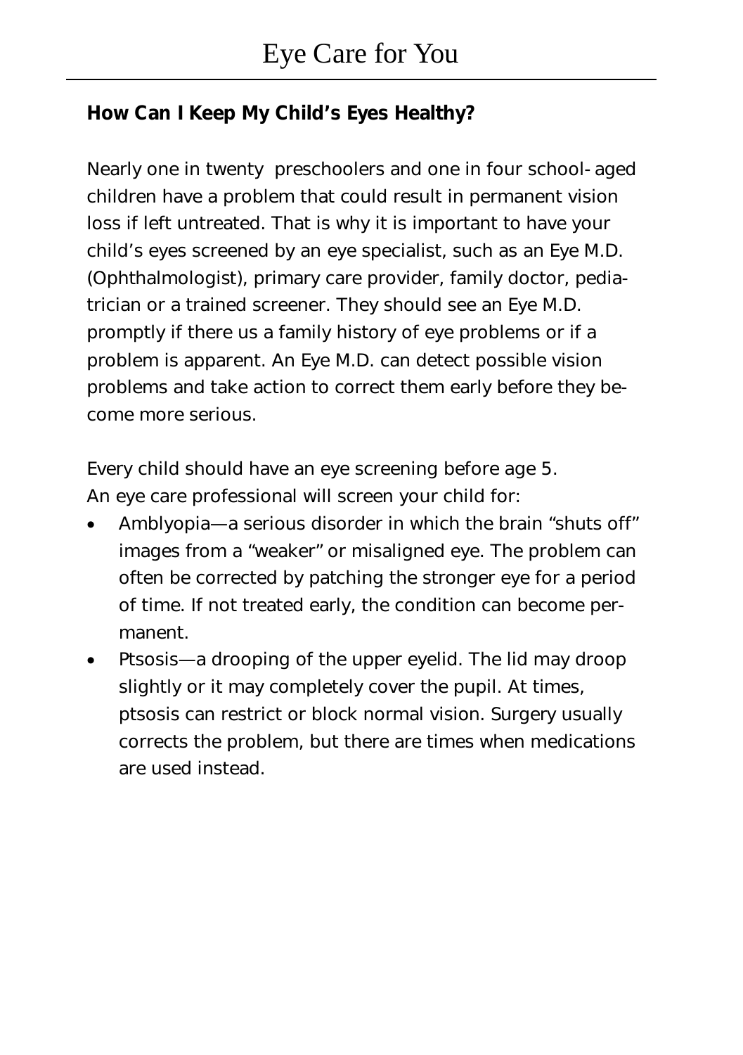## How Can I Keep My Child's Eyes Healthy?

Nearly one in twenty preschoolers and one in four school-aged children have a problem that could result in permanent vision loss if left untreated. That is why it is important to have your child's eyes screened by an eye specialist, such as an Eye M.D. (Ophthalmologist), primary care provider, family doctor, pediatrician or a trained screener. They should see an Eye M.D. promptly if there us a family history of eye problems or if a problem is apparent. An Eye M.D. can detect possible vision problems and take action to correct them early before they become more serious.

Every child should have an eye screening before age 5.
An eye care professional will screen your child for:

- Amblyopia—a serious disorder in which the brain "shuts off" images from a "weaker" or misaligned eye. The problem can often be corrected by patching the stronger eye for a period of time. If not treated early, the condition can become permanent.
- Ptsosis—a drooping of the upper eyelid. The lid may droop slightly or it may completely cover the pupil. At times, ptsosis can restrict or block normal vision. Surgery usually corrects the problem, but there are times when medications are used instead.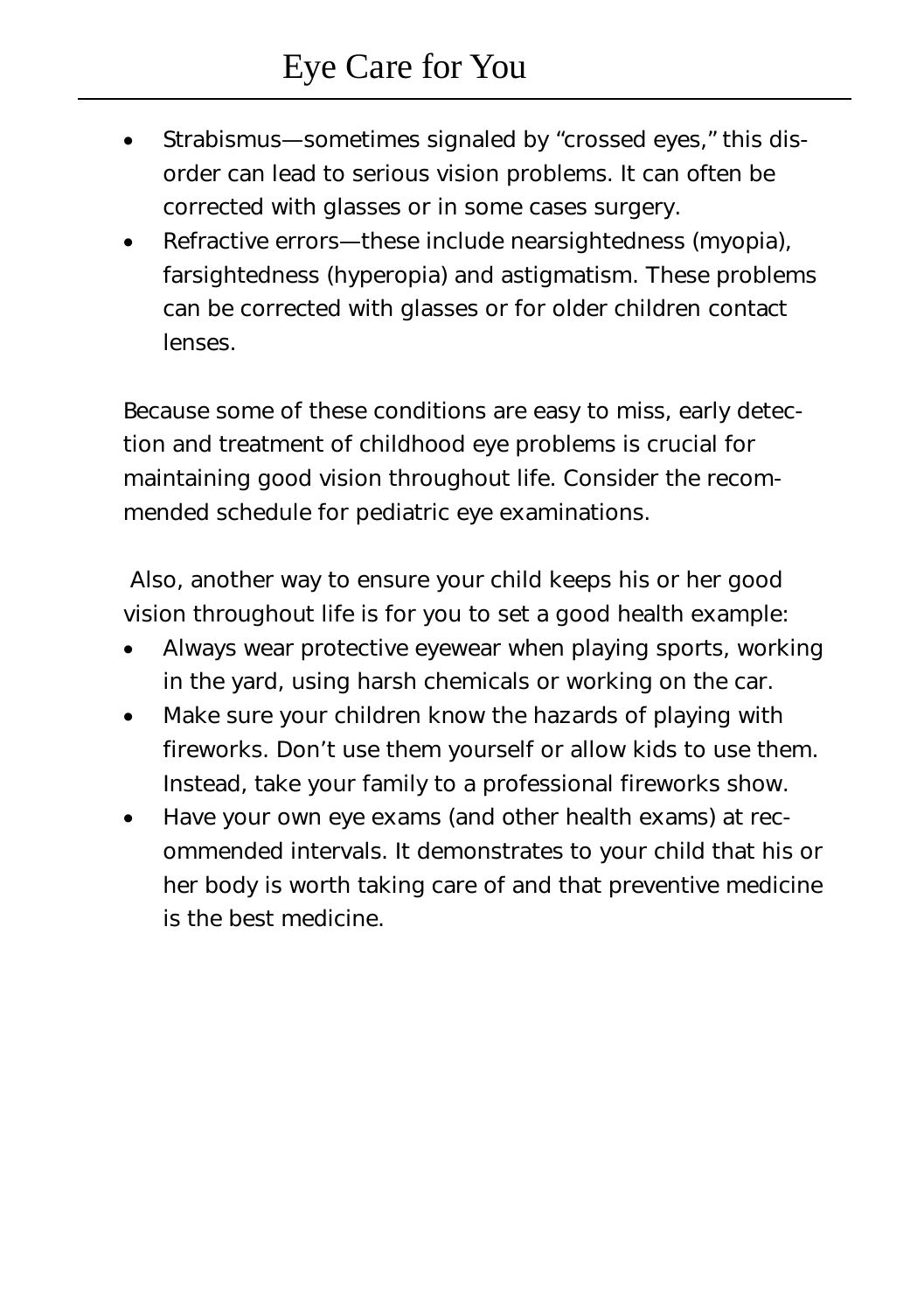- Strabismus—sometimes signaled by "crossed eyes," this disorder can lead to serious vision problems. It can often be corrected with glasses or in some cases surgery.
- Refractive errors—these include nearsightedness (myopia), farsightedness (hyperopia) and astigmatism. These problems can be corrected with glasses or for older children contact lenses.

Because some of these conditions are easy to miss, early detection and treatment of childhood eye problems is crucial for maintaining good vision throughout life. Consider the recommended schedule for pediatric eye examinations.

Also, another way to ensure your child keeps his or her good vision throughout life is for you to set a good health example:

- Always wear protective eyewear when playing sports, working in the yard, using harsh chemicals or working on the car.
- Make sure your children know the hazards of playing with fireworks. Don't use them yourself or allow kids to use them. Instead, take your family to a professional fireworks show.
- Have your own eye exams (and other health exams) at recommended intervals. It demonstrates to your child that his or her body is worth taking care of and that preventive medicine is the best medicine.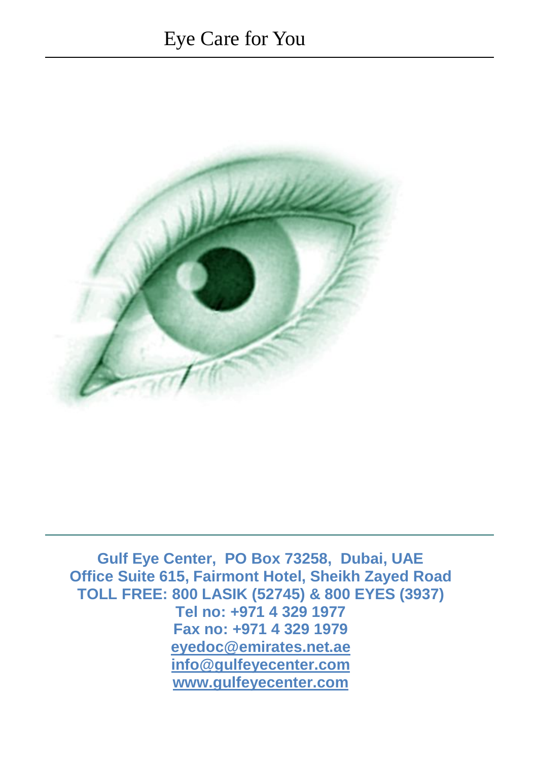Eye Care for You

**Gulf Eye Center, PO Box 73258, Dubai, UAE**
**Office Suite 615, Fairmont Hotel, Sheikh Zayed Road**
**TOLL FREE: 800 LASIK (52745) & 800 EYES (3937)**
**Tel no: +971 4 329 1977**
**Fax no: +971 4 329 1979**
**eyedoc@emirates.net.ae**
**info@gulfeyecenter.com**
**www.gulfeyecenter.com**